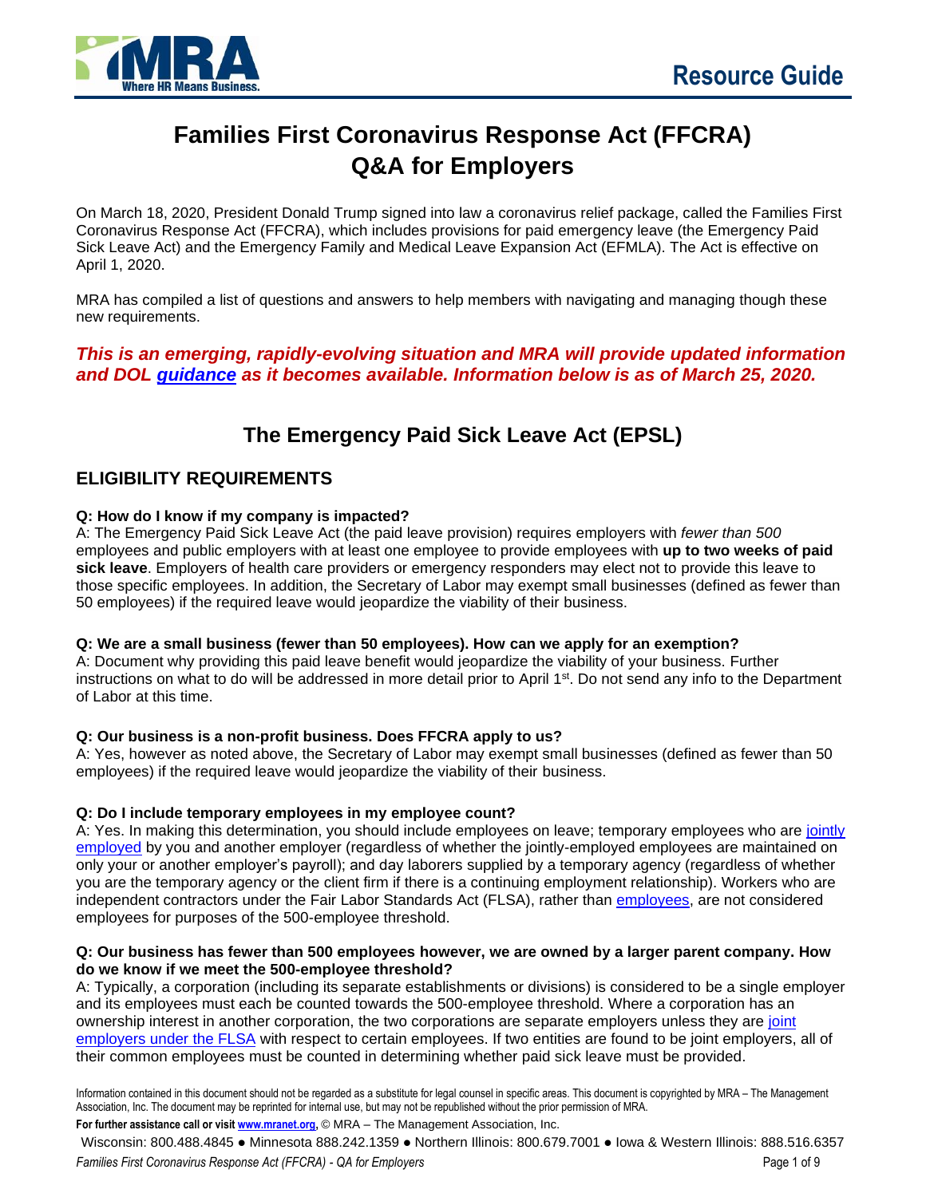# Families First Coronavirus Response Act (FFCRA) Q&A for Employers

On March 18, 2020, President Donald Trump signed into law a coronavirus relief package, called the Families First Coronavirus Response Act (FFCRA), which includes provisions for paid emergency leave (the Emergency Paid Sick Leave Act) and the Emergency Family and Medical Leave Expansion Act (EFMLA). The Act is effective on April 1, 2020.

MRA has compiled a list of questions and answers to help members with navigating and managing though these new requirements.

***This is an emerging, rapidly-evolving situation and MRA will provide updated information and DOL guidance as it becomes available. Information below is as of March 25, 2020.***

## The Emergency Paid Sick Leave Act (EPSL)

### ELIGIBILITY REQUIREMENTS

**Q: How do I know if my company is impacted?**
A: The Emergency Paid Sick Leave Act (the paid leave provision) requires employers with *fewer than 500* employees and public employers with at least one employee to provide employees with **up to two weeks of paid sick leave**. Employers of health care providers or emergency responders may elect not to provide this leave to those specific employees. In addition, the Secretary of Labor may exempt small businesses (defined as fewer than 50 employees) if the required leave would jeopardize the viability of their business.

**Q: We are a small business (fewer than 50 employees). How can we apply for an exemption?**
A: Document why providing this paid leave benefit would jeopardize the viability of your business. Further instructions on what to do will be addressed in more detail prior to April 1st. Do not send any info to the Department of Labor at this time.

**Q: Our business is a non-profit business. Does FFCRA apply to us?**
A: Yes, however as noted above, the Secretary of Labor may exempt small businesses (defined as fewer than 50 employees) if the required leave would jeopardize the viability of their business.

**Q: Do I include temporary employees in my employee count?**
A: Yes. In making this determination, you should include employees on leave; temporary employees who are jointly employed by you and another employer (regardless of whether the jointly-employed employees are maintained on only your or another employer's payroll); and day laborers supplied by a temporary agency (regardless of whether you are the temporary agency or the client firm if there is a continuing employment relationship). Workers who are independent contractors under the Fair Labor Standards Act (FLSA), rather than employees, are not considered employees for purposes of the 500-employee threshold.

**Q: Our business has fewer than 500 employees however, we are owned by a larger parent company. How do we know if we meet the 500-employee threshold?**
A: Typically, a corporation (including its separate establishments or divisions) is considered to be a single employer and its employees must each be counted towards the 500-employee threshold. Where a corporation has an ownership interest in another corporation, the two corporations are separate employers unless they are joint employers under the FLSA with respect to certain employees. If two entities are found to be joint employers, all of their common employees must be counted in determining whether paid sick leave must be provided.

Information contained in this document should not be regarded as a substitute for legal counsel in specific areas. This document is copyrighted by MRA – The Management Association, Inc. The document may be reprinted for internal use, but may not be republished without the prior permission of MRA.

**For further assistance call or visit www.mranet.org,** © MRA – The Management Association, Inc.

Wisconsin: 800.488.4845 ● Minnesota 888.242.1359 ● Northern Illinois: 800.679.7001 ● Iowa & Western Illinois: 888.516.6357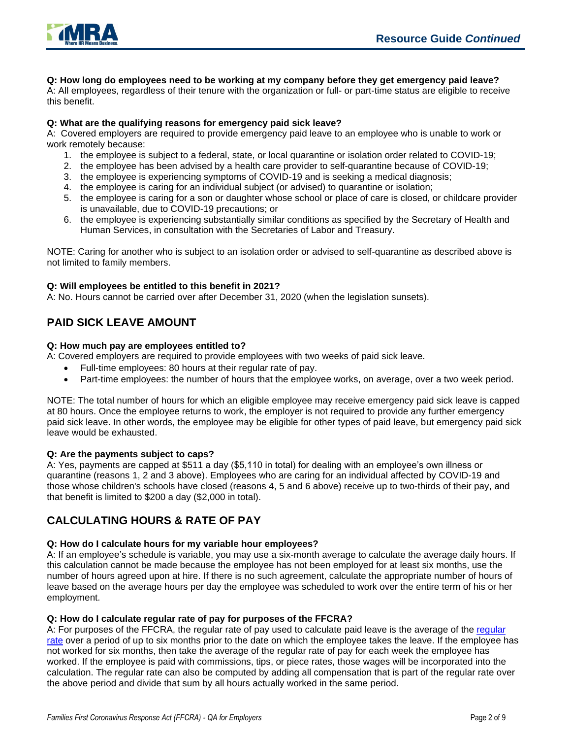**Q: How long do employees need to be working at my company before they get emergency paid leave?**
A: All employees, regardless of their tenure with the organization or full- or part-time status are eligible to receive this benefit.

**Q: What are the qualifying reasons for emergency paid sick leave?**
A: Covered employers are required to provide emergency paid leave to an employee who is unable to work or work remotely because:

1. the employee is subject to a federal, state, or local quarantine or isolation order related to COVID-19;
2. the employee has been advised by a health care provider to self-quarantine because of COVID-19;
3. the employee is experiencing symptoms of COVID-19 and is seeking a medical diagnosis;
4. the employee is caring for an individual subject (or advised) to quarantine or isolation;
5. the employee is caring for a son or daughter whose school or place of care is closed, or childcare provider is unavailable, due to COVID-19 precautions; or
6. the employee is experiencing substantially similar conditions as specified by the Secretary of Health and Human Services, in consultation with the Secretaries of Labor and Treasury.

NOTE: Caring for another who is subject to an isolation order or advised to self-quarantine as described above is not limited to family members.

**Q: Will employees be entitled to this benefit in 2021?**
A: No. Hours cannot be carried over after December 31, 2020 (when the legislation sunsets).

## PAID SICK LEAVE AMOUNT

**Q: How much pay are employees entitled to?**
A: Covered employers are required to provide employees with two weeks of paid sick leave.

- Full-time employees: 80 hours at their regular rate of pay.
- Part-time employees: the number of hours that the employee works, on average, over a two week period.

NOTE: The total number of hours for which an eligible employee may receive emergency paid sick leave is capped at 80 hours. Once the employee returns to work, the employer is not required to provide any further emergency paid sick leave. In other words, the employee may be eligible for other types of paid leave, but emergency paid sick leave would be exhausted.

**Q: Are the payments subject to caps?**
A: Yes, payments are capped at $511 a day ($5,110 in total) for dealing with an employee's own illness or quarantine (reasons 1, 2 and 3 above). Employees who are caring for an individual affected by COVID-19 and those whose children's schools have closed (reasons 4, 5 and 6 above) receive up to two-thirds of their pay, and that benefit is limited to $200 a day ($2,000 in total).

## CALCULATING HOURS & RATE OF PAY

**Q: How do I calculate hours for my variable hour employees?**
A: If an employee's schedule is variable, you may use a six-month average to calculate the average daily hours. If this calculation cannot be made because the employee has not been employed for at least six months, use the number of hours agreed upon at hire. If there is no such agreement, calculate the appropriate number of hours of leave based on the average hours per day the employee was scheduled to work over the entire term of his or her employment.

**Q: How do I calculate regular rate of pay for purposes of the FFCRA?**
A: For purposes of the FFCRA, the regular rate of pay used to calculate paid leave is the average of the regular rate over a period of up to six months prior to the date on which the employee takes the leave. If the employee has not worked for six months, then take the average of the regular rate of pay for each week the employee has worked. If the employee is paid with commissions, tips, or piece rates, those wages will be incorporated into the calculation. The regular rate can also be computed by adding all compensation that is part of the regular rate over the above period and divide that sum by all hours actually worked in the same period.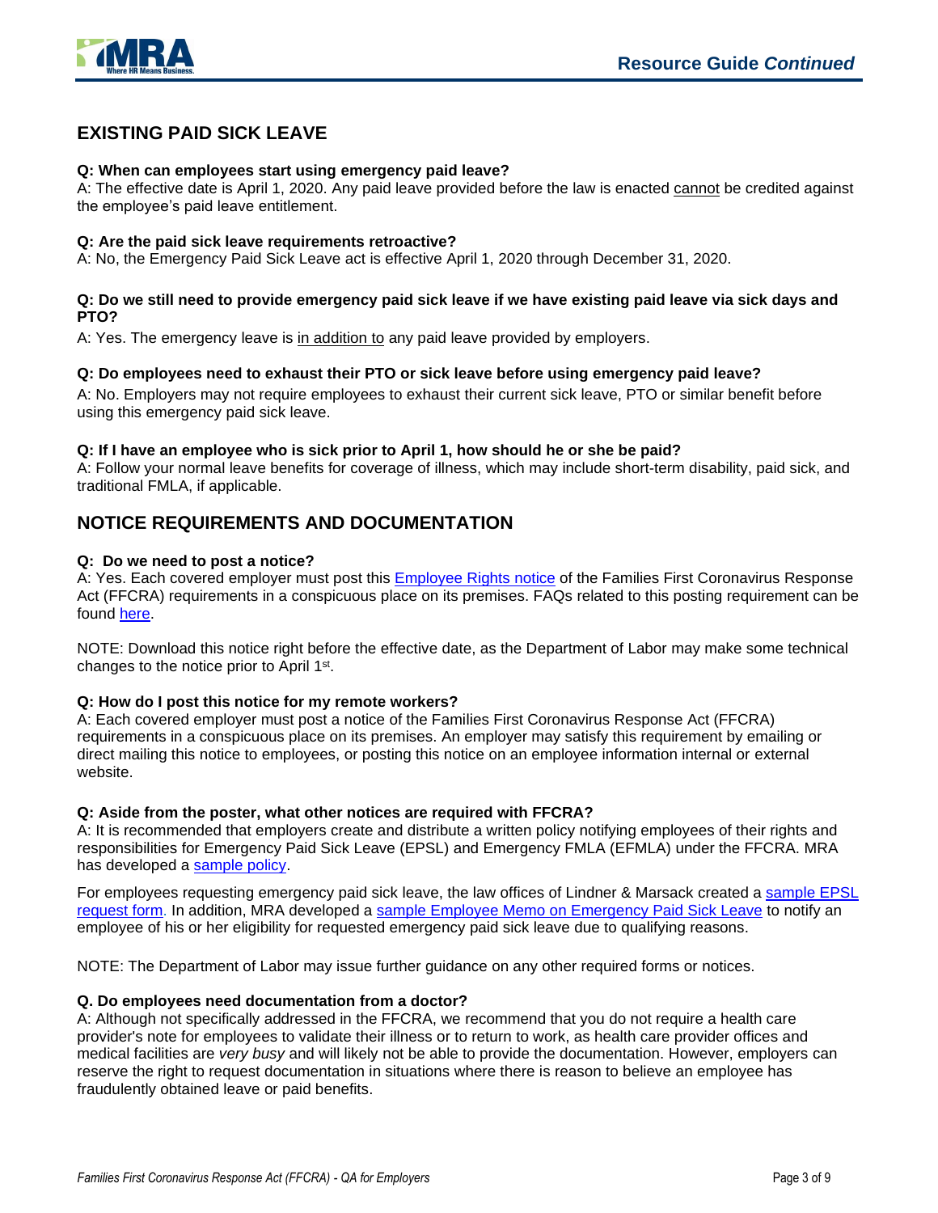## EXISTING PAID SICK LEAVE

**Q: When can employees start using emergency paid leave?**
A: The effective date is April 1, 2020. Any paid leave provided before the law is enacted cannot be credited against the employee's paid leave entitlement.

**Q: Are the paid sick leave requirements retroactive?**
A: No, the Emergency Paid Sick Leave act is effective April 1, 2020 through December 31, 2020.

**Q: Do we still need to provide emergency paid sick leave if we have existing paid leave via sick days and PTO?**
A: Yes. The emergency leave is in addition to any paid leave provided by employers.

**Q: Do employees need to exhaust their PTO or sick leave before using emergency paid leave?**
A: No. Employers may not require employees to exhaust their current sick leave, PTO or similar benefit before using this emergency paid sick leave.

**Q: If I have an employee who is sick prior to April 1, how should he or she be paid?**
A: Follow your normal leave benefits for coverage of illness, which may include short-term disability, paid sick, and traditional FMLA, if applicable.

## NOTICE REQUIREMENTS AND DOCUMENTATION

**Q: Do we need to post a notice?**
A: Yes. Each covered employer must post this Employee Rights notice of the Families First Coronavirus Response Act (FFCRA) requirements in a conspicuous place on its premises. FAQs related to this posting requirement can be found here.

NOTE: Download this notice right before the effective date, as the Department of Labor may make some technical changes to the notice prior to April 1st.

**Q: How do I post this notice for my remote workers?**
A: Each covered employer must post a notice of the Families First Coronavirus Response Act (FFCRA) requirements in a conspicuous place on its premises. An employer may satisfy this requirement by emailing or direct mailing this notice to employees, or posting this notice on an employee information internal or external website.

**Q: Aside from the poster, what other notices are required with FFCRA?**
A: It is recommended that employers create and distribute a written policy notifying employees of their rights and responsibilities for Emergency Paid Sick Leave (EPSL) and Emergency FMLA (EFMLA) under the FFCRA. MRA has developed a sample policy.

For employees requesting emergency paid sick leave, the law offices of Lindner & Marsack created a sample EPSL request form. In addition, MRA developed a sample Employee Memo on Emergency Paid Sick Leave to notify an employee of his or her eligibility for requested emergency paid sick leave due to qualifying reasons.

NOTE: The Department of Labor may issue further guidance on any other required forms or notices.

**Q. Do employees need documentation from a doctor?**
A: Although not specifically addressed in the FFCRA, we recommend that you do not require a health care provider's note for employees to validate their illness or to return to work, as health care provider offices and medical facilities are *very busy* and will likely not be able to provide the documentation. However, employers can reserve the right to request documentation in situations where there is reason to believe an employee has fraudulently obtained leave or paid benefits.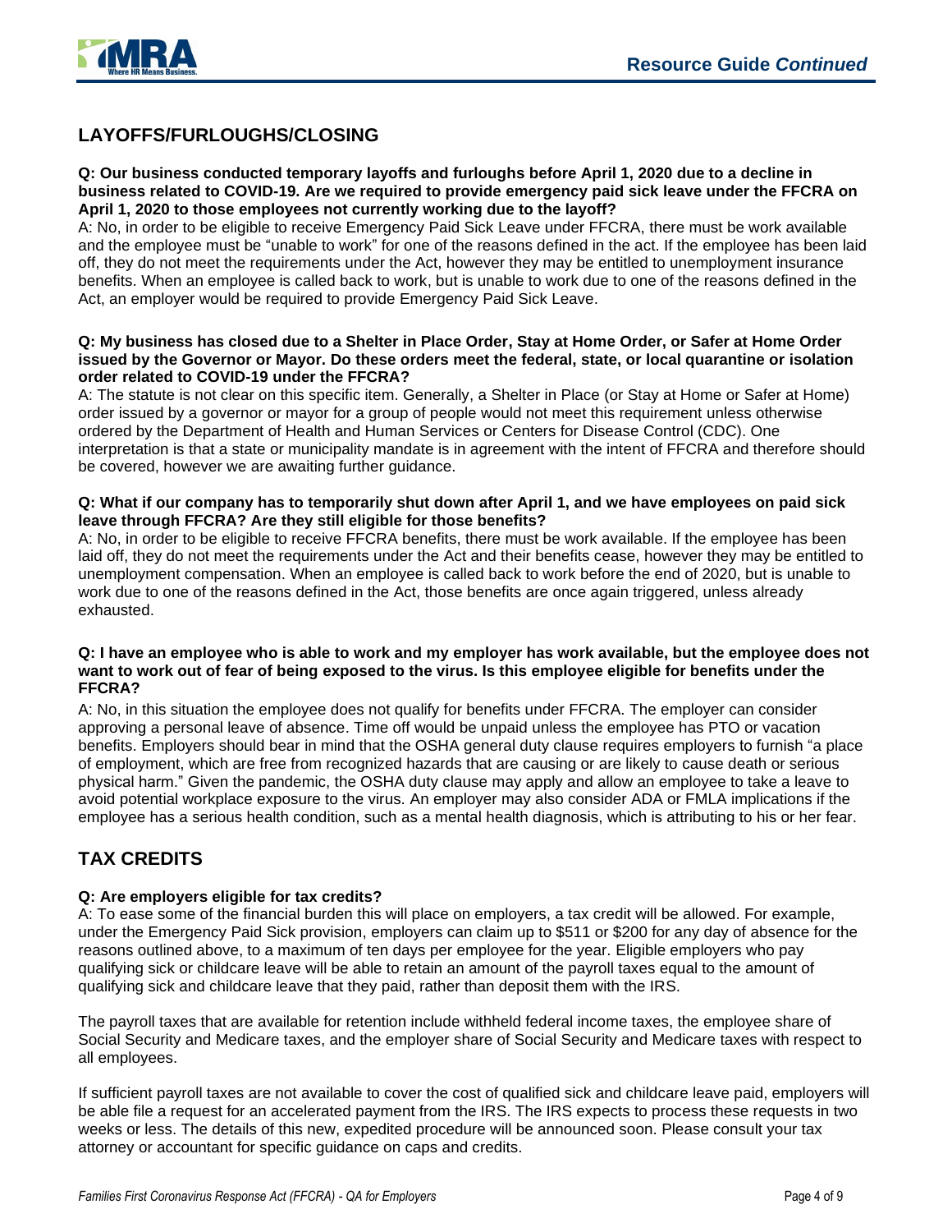## LAYOFFS/FURLOUGHS/CLOSING

**Q: Our business conducted temporary layoffs and furloughs before April 1, 2020 due to a decline in business related to COVID-19. Are we required to provide emergency paid sick leave under the FFCRA on April 1, 2020 to those employees not currently working due to the layoff?**

A: No, in order to be eligible to receive Emergency Paid Sick Leave under FFCRA, there must be work available and the employee must be "unable to work" for one of the reasons defined in the act. If the employee has been laid off, they do not meet the requirements under the Act, however they may be entitled to unemployment insurance benefits. When an employee is called back to work, but is unable to work due to one of the reasons defined in the Act, an employer would be required to provide Emergency Paid Sick Leave.

**Q: My business has closed due to a Shelter in Place Order, Stay at Home Order, or Safer at Home Order issued by the Governor or Mayor. Do these orders meet the federal, state, or local quarantine or isolation order related to COVID-19 under the FFCRA?**

A: The statute is not clear on this specific item. Generally, a Shelter in Place (or Stay at Home or Safer at Home) order issued by a governor or mayor for a group of people would not meet this requirement unless otherwise ordered by the Department of Health and Human Services or Centers for Disease Control (CDC). One interpretation is that a state or municipality mandate is in agreement with the intent of FFCRA and therefore should be covered, however we are awaiting further guidance.

**Q: What if our company has to temporarily shut down after April 1, and we have employees on paid sick leave through FFCRA? Are they still eligible for those benefits?**

A: No, in order to be eligible to receive FFCRA benefits, there must be work available. If the employee has been laid off, they do not meet the requirements under the Act and their benefits cease, however they may be entitled to unemployment compensation. When an employee is called back to work before the end of 2020, but is unable to work due to one of the reasons defined in the Act, those benefits are once again triggered, unless already exhausted.

**Q: I have an employee who is able to work and my employer has work available, but the employee does not want to work out of fear of being exposed to the virus. Is this employee eligible for benefits under the FFCRA?**

A: No, in this situation the employee does not qualify for benefits under FFCRA. The employer can consider approving a personal leave of absence. Time off would be unpaid unless the employee has PTO or vacation benefits. Employers should bear in mind that the OSHA general duty clause requires employers to furnish "a place of employment, which are free from recognized hazards that are causing or are likely to cause death or serious physical harm." Given the pandemic, the OSHA duty clause may apply and allow an employee to take a leave to avoid potential workplace exposure to the virus. An employer may also consider ADA or FMLA implications if the employee has a serious health condition, such as a mental health diagnosis, which is attributing to his or her fear.

## TAX CREDITS

**Q: Are employers eligible for tax credits?**

A: To ease some of the financial burden this will place on employers, a tax credit will be allowed. For example, under the Emergency Paid Sick provision, employers can claim up to $511 or $200 for any day of absence for the reasons outlined above, to a maximum of ten days per employee for the year. Eligible employers who pay qualifying sick or childcare leave will be able to retain an amount of the payroll taxes equal to the amount of qualifying sick and childcare leave that they paid, rather than deposit them with the IRS.

The payroll taxes that are available for retention include withheld federal income taxes, the employee share of Social Security and Medicare taxes, and the employer share of Social Security and Medicare taxes with respect to all employees.

If sufficient payroll taxes are not available to cover the cost of qualified sick and childcare leave paid, employers will be able file a request for an accelerated payment from the IRS. The IRS expects to process these requests in two weeks or less. The details of this new, expedited procedure will be announced soon. Please consult your tax attorney or accountant for specific guidance on caps and credits.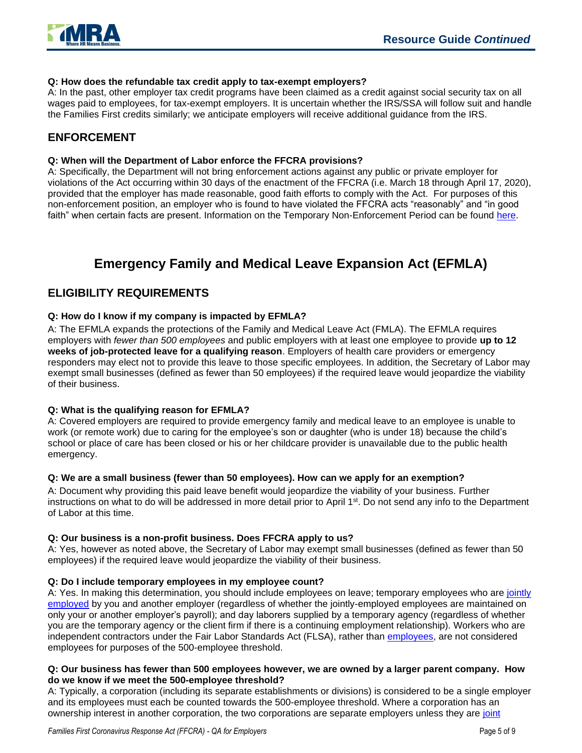**Q: How does the refundable tax credit apply to tax-exempt employers?**

A: In the past, other employer tax credit programs have been claimed as a credit against social security tax on all wages paid to employees, for tax-exempt employers. It is uncertain whether the IRS/SSA will follow suit and handle the Families First credits similarly; we anticipate employers will receive additional guidance from the IRS.

## ENFORCEMENT

**Q: When will the Department of Labor enforce the FFCRA provisions?**

A: Specifically, the Department will not bring enforcement actions against any public or private employer for violations of the Act occurring within 30 days of the enactment of the FFCRA (i.e. March 18 through April 17, 2020), provided that the employer has made reasonable, good faith efforts to comply with the Act. For purposes of this non-enforcement position, an employer who is found to have violated the FFCRA acts "reasonably" and "in good faith" when certain facts are present. Information on the Temporary Non-Enforcement Period can be found here.

# Emergency Family and Medical Leave Expansion Act (EFMLA)

## ELIGIBILITY REQUIREMENTS

**Q: How do I know if my company is impacted by EFMLA?**

A: The EFMLA expands the protections of the Family and Medical Leave Act (FMLA). The EFMLA requires employers with *fewer than 500 employees* and public employers with at least one employee to provide **up to 12 weeks of job-protected leave for a qualifying reason**. Employers of health care providers or emergency responders may elect not to provide this leave to those specific employees. In addition, the Secretary of Labor may exempt small businesses (defined as fewer than 50 employees) if the required leave would jeopardize the viability of their business.

**Q: What is the qualifying reason for EFMLA?**

A: Covered employers are required to provide emergency family and medical leave to an employee is unable to work (or remote work) due to caring for the employee's son or daughter (who is under 18) because the child's school or place of care has been closed or his or her childcare provider is unavailable due to the public health emergency.

**Q: We are a small business (fewer than 50 employees). How can we apply for an exemption?**

A: Document why providing this paid leave benefit would jeopardize the viability of your business. Further instructions on what to do will be addressed in more detail prior to April 1st. Do not send any info to the Department of Labor at this time.

**Q: Our business is a non-profit business. Does FFCRA apply to us?**

A: Yes, however as noted above, the Secretary of Labor may exempt small businesses (defined as fewer than 50 employees) if the required leave would jeopardize the viability of their business.

**Q: Do I include temporary employees in my employee count?**

A: Yes. In making this determination, you should include employees on leave; temporary employees who are jointly employed by you and another employer (regardless of whether the jointly-employed employees are maintained on only your or another employer's payroll); and day laborers supplied by a temporary agency (regardless of whether you are the temporary agency or the client firm if there is a continuing employment relationship). Workers who are independent contractors under the Fair Labor Standards Act (FLSA), rather than employees, are not considered employees for purposes of the 500-employee threshold.

**Q: Our business has fewer than 500 employees however, we are owned by a larger parent company. How do we know if we meet the 500-employee threshold?**

A: Typically, a corporation (including its separate establishments or divisions) is considered to be a single employer and its employees must each be counted towards the 500-employee threshold. Where a corporation has an ownership interest in another corporation, the two corporations are separate employers unless they are joint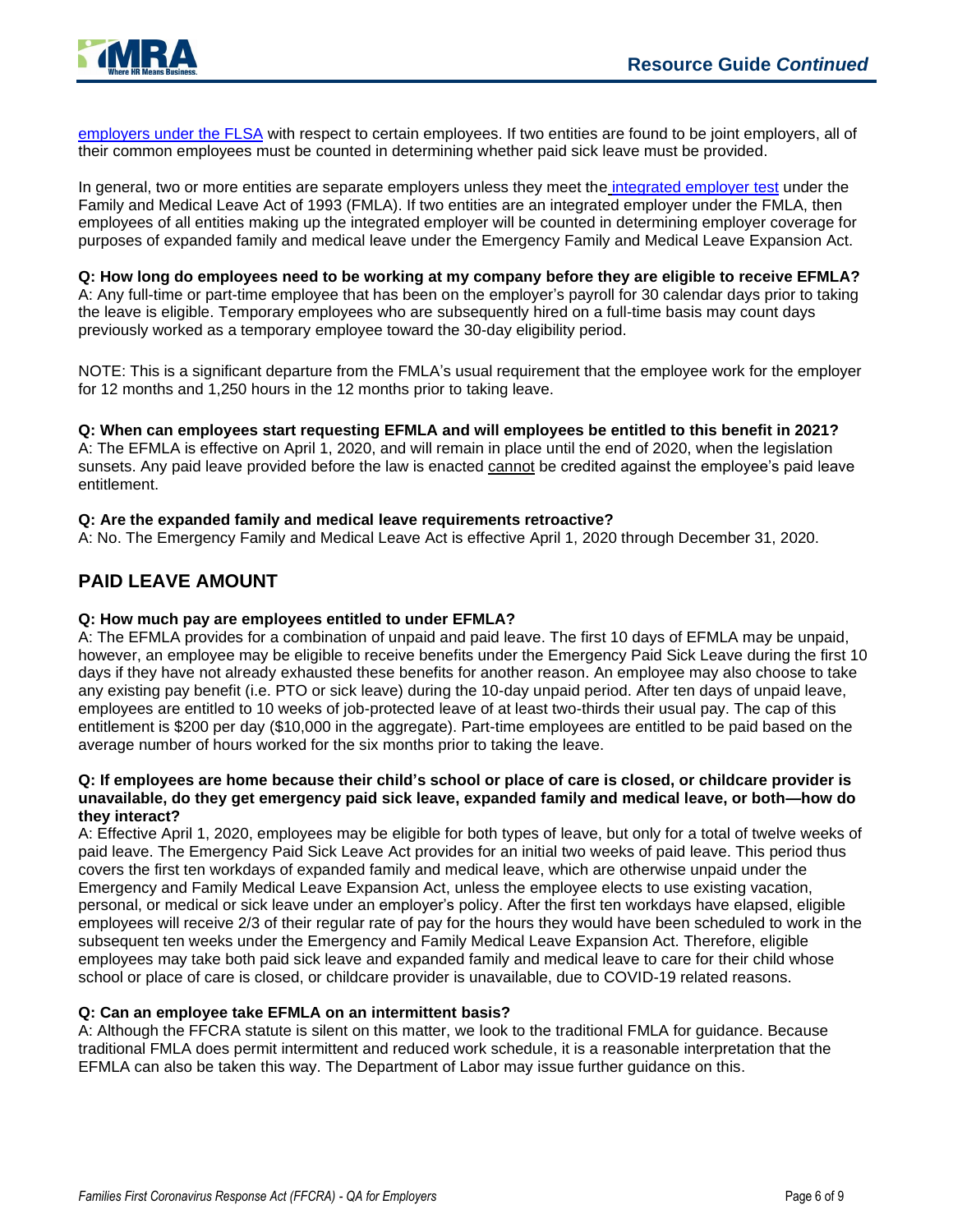employers under the FLSA with respect to certain employees. If two entities are found to be joint employers, all of their common employees must be counted in determining whether paid sick leave must be provided.

In general, two or more entities are separate employers unless they meet the integrated employer test under the Family and Medical Leave Act of 1993 (FMLA). If two entities are an integrated employer under the FMLA, then employees of all entities making up the integrated employer will be counted in determining employer coverage for purposes of expanded family and medical leave under the Emergency Family and Medical Leave Expansion Act.

**Q: How long do employees need to be working at my company before they are eligible to receive EFMLA?**
A: Any full-time or part-time employee that has been on the employer's payroll for 30 calendar days prior to taking the leave is eligible. Temporary employees who are subsequently hired on a full-time basis may count days previously worked as a temporary employee toward the 30-day eligibility period.

NOTE: This is a significant departure from the FMLA's usual requirement that the employee work for the employer for 12 months and 1,250 hours in the 12 months prior to taking leave.

**Q: When can employees start requesting EFMLA and will employees be entitled to this benefit in 2021?**
A: The EFMLA is effective on April 1, 2020, and will remain in place until the end of 2020, when the legislation sunsets. Any paid leave provided before the law is enacted <u>cannot</u> be credited against the employee's paid leave entitlement.

**Q: Are the expanded family and medical leave requirements retroactive?**
A: No. The Emergency Family and Medical Leave Act is effective April 1, 2020 through December 31, 2020.

## PAID LEAVE AMOUNT

**Q: How much pay are employees entitled to under EFMLA?**
A: The EFMLA provides for a combination of unpaid and paid leave. The first 10 days of EFMLA may be unpaid, however, an employee may be eligible to receive benefits under the Emergency Paid Sick Leave during the first 10 days if they have not already exhausted these benefits for another reason. An employee may also choose to take any existing pay benefit (i.e. PTO or sick leave) during the 10-day unpaid period. After ten days of unpaid leave, employees are entitled to 10 weeks of job-protected leave of at least two-thirds their usual pay. The cap of this entitlement is $200 per day ($10,000 in the aggregate). Part-time employees are entitled to be paid based on the average number of hours worked for the six months prior to taking the leave.

**Q: If employees are home because their child's school or place of care is closed, or childcare provider is unavailable, do they get emergency paid sick leave, expanded family and medical leave, or both—how do they interact?**
A: Effective April 1, 2020, employees may be eligible for both types of leave, but only for a total of twelve weeks of paid leave. The Emergency Paid Sick Leave Act provides for an initial two weeks of paid leave. This period thus covers the first ten workdays of expanded family and medical leave, which are otherwise unpaid under the Emergency and Family Medical Leave Expansion Act, unless the employee elects to use existing vacation, personal, or medical or sick leave under an employer's policy. After the first ten workdays have elapsed, eligible employees will receive 2/3 of their regular rate of pay for the hours they would have been scheduled to work in the subsequent ten weeks under the Emergency and Family Medical Leave Expansion Act. Therefore, eligible employees may take both paid sick leave and expanded family and medical leave to care for their child whose school or place of care is closed, or childcare provider is unavailable, due to COVID-19 related reasons.

**Q: Can an employee take EFMLA on an intermittent basis?**
A: Although the FFCRA statute is silent on this matter, we look to the traditional FMLA for guidance. Because traditional FMLA does permit intermittent and reduced work schedule, it is a reasonable interpretation that the EFMLA can also be taken this way. The Department of Labor may issue further guidance on this.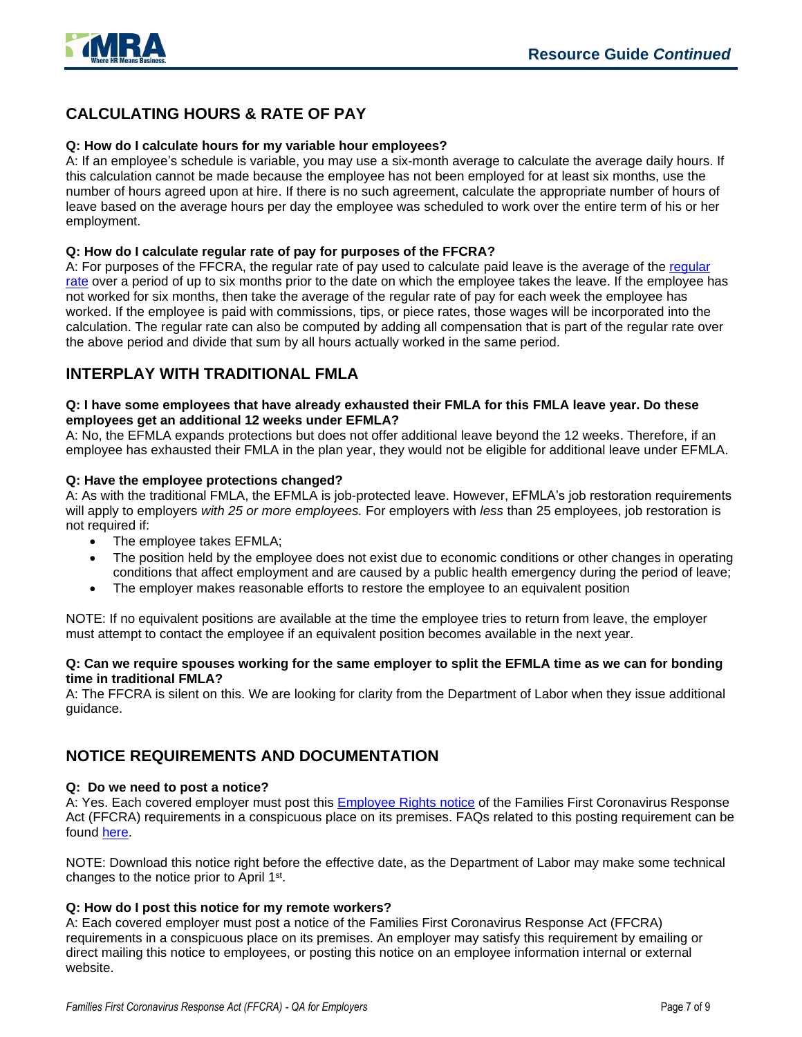## CALCULATING HOURS & RATE OF PAY

**Q: How do I calculate hours for my variable hour employees?**
A: If an employee's schedule is variable, you may use a six-month average to calculate the average daily hours. If this calculation cannot be made because the employee has not been employed for at least six months, use the number of hours agreed upon at hire. If there is no such agreement, calculate the appropriate number of hours of leave based on the average hours per day the employee was scheduled to work over the entire term of his or her employment.

**Q: How do I calculate regular rate of pay for purposes of the FFCRA?**
A: For purposes of the FFCRA, the regular rate of pay used to calculate paid leave is the average of the regular rate over a period of up to six months prior to the date on which the employee takes the leave. If the employee has not worked for six months, then take the average of the regular rate of pay for each week the employee has worked. If the employee is paid with commissions, tips, or piece rates, those wages will be incorporated into the calculation. The regular rate can also be computed by adding all compensation that is part of the regular rate over the above period and divide that sum by all hours actually worked in the same period.

## INTERPLAY WITH TRADITIONAL FMLA

**Q: I have some employees that have already exhausted their FMLA for this FMLA leave year. Do these employees get an additional 12 weeks under EFMLA?**
A: No, the EFMLA expands protections but does not offer additional leave beyond the 12 weeks. Therefore, if an employee has exhausted their FMLA in the plan year, they would not be eligible for additional leave under EFMLA.

**Q: Have the employee protections changed?**
A: As with the traditional FMLA, the EFMLA is job-protected leave. However, EFMLA's job restoration requirements will apply to employers *with 25 or more employees.* For employers with *less* than 25 employees, job restoration is not required if:

- The employee takes EFMLA;
- The position held by the employee does not exist due to economic conditions or other changes in operating conditions that affect employment and are caused by a public health emergency during the period of leave;
- The employer makes reasonable efforts to restore the employee to an equivalent position

NOTE: If no equivalent positions are available at the time the employee tries to return from leave, the employer must attempt to contact the employee if an equivalent position becomes available in the next year.

**Q: Can we require spouses working for the same employer to split the EFMLA time as we can for bonding time in traditional FMLA?**
A: The FFCRA is silent on this. We are looking for clarity from the Department of Labor when they issue additional guidance.

## NOTICE REQUIREMENTS AND DOCUMENTATION

**Q: Do we need to post a notice?**
A: Yes. Each covered employer must post this Employee Rights notice of the Families First Coronavirus Response Act (FFCRA) requirements in a conspicuous place on its premises. FAQs related to this posting requirement can be found here.

NOTE: Download this notice right before the effective date, as the Department of Labor may make some technical changes to the notice prior to April 1st.

**Q: How do I post this notice for my remote workers?**
A: Each covered employer must post a notice of the Families First Coronavirus Response Act (FFCRA) requirements in a conspicuous place on its premises. An employer may satisfy this requirement by emailing or direct mailing this notice to employees, or posting this notice on an employee information internal or external website.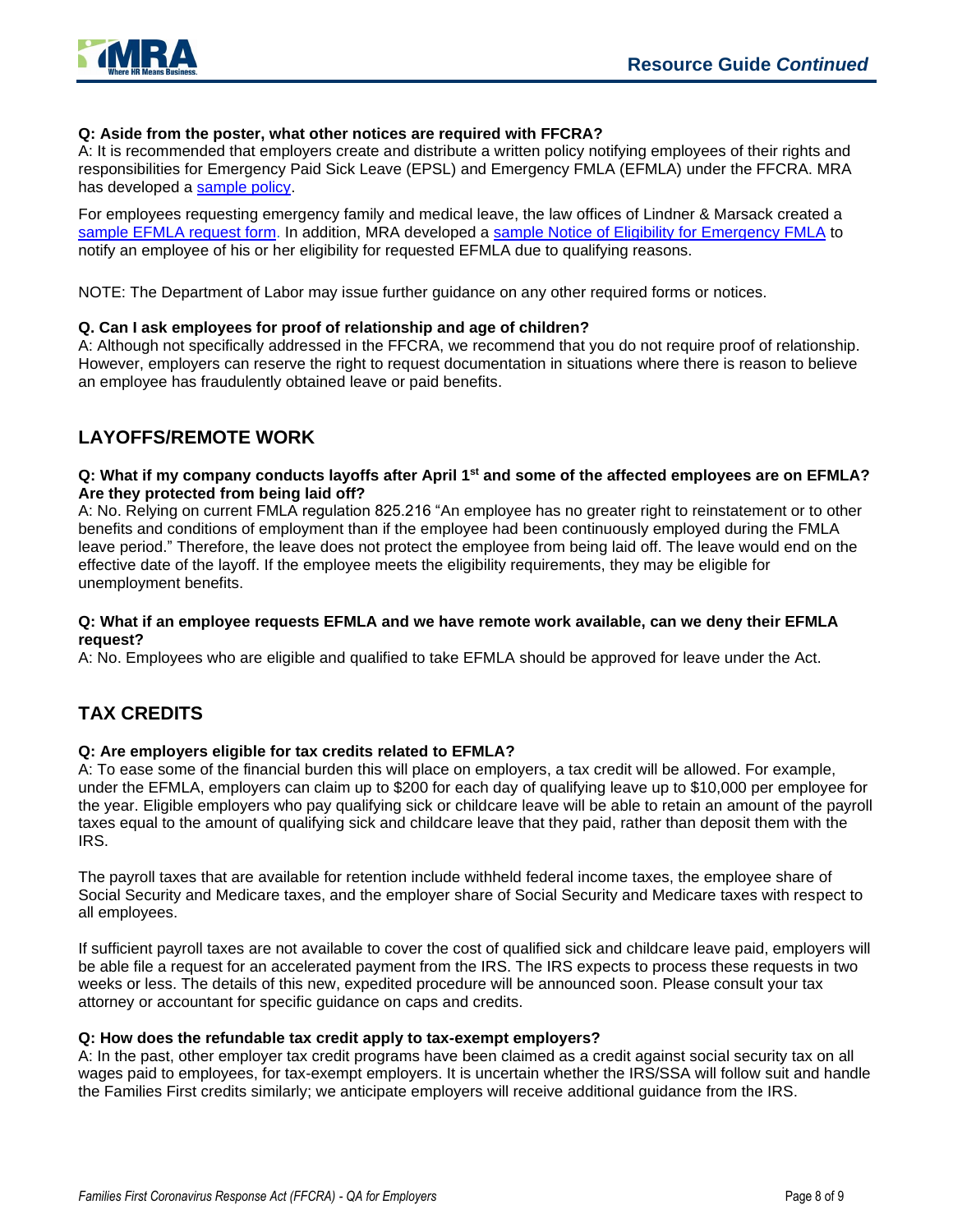**Q: Aside from the poster, what other notices are required with FFCRA?**

A: It is recommended that employers create and distribute a written policy notifying employees of their rights and responsibilities for Emergency Paid Sick Leave (EPSL) and Emergency FMLA (EFMLA) under the FFCRA. MRA has developed a sample policy.

For employees requesting emergency family and medical leave, the law offices of Lindner & Marsack created a sample EFMLA request form. In addition, MRA developed a sample Notice of Eligibility for Emergency FMLA to notify an employee of his or her eligibility for requested EFMLA due to qualifying reasons.

NOTE: The Department of Labor may issue further guidance on any other required forms or notices.

**Q. Can I ask employees for proof of relationship and age of children?**

A: Although not specifically addressed in the FFCRA, we recommend that you do not require proof of relationship. However, employers can reserve the right to request documentation in situations where there is reason to believe an employee has fraudulently obtained leave or paid benefits.

## LAYOFFS/REMOTE WORK

**Q: What if my company conducts layoffs after April 1st and some of the affected employees are on EFMLA? Are they protected from being laid off?**

A: No. Relying on current FMLA regulation 825.216 "An employee has no greater right to reinstatement or to other benefits and conditions of employment than if the employee had been continuously employed during the FMLA leave period." Therefore, the leave does not protect the employee from being laid off. The leave would end on the effective date of the layoff. If the employee meets the eligibility requirements, they may be eligible for unemployment benefits.

**Q: What if an employee requests EFMLA and we have remote work available, can we deny their EFMLA request?**

A: No. Employees who are eligible and qualified to take EFMLA should be approved for leave under the Act.

## TAX CREDITS

**Q: Are employers eligible for tax credits related to EFMLA?**

A: To ease some of the financial burden this will place on employers, a tax credit will be allowed. For example, under the EFMLA, employers can claim up to $200 for each day of qualifying leave up to $10,000 per employee for the year. Eligible employers who pay qualifying sick or childcare leave will be able to retain an amount of the payroll taxes equal to the amount of qualifying sick and childcare leave that they paid, rather than deposit them with the IRS.

The payroll taxes that are available for retention include withheld federal income taxes, the employee share of Social Security and Medicare taxes, and the employer share of Social Security and Medicare taxes with respect to all employees.

If sufficient payroll taxes are not available to cover the cost of qualified sick and childcare leave paid, employers will be able file a request for an accelerated payment from the IRS. The IRS expects to process these requests in two weeks or less. The details of this new, expedited procedure will be announced soon. Please consult your tax attorney or accountant for specific guidance on caps and credits.

**Q: How does the refundable tax credit apply to tax-exempt employers?**

A: In the past, other employer tax credit programs have been claimed as a credit against social security tax on all wages paid to employees, for tax-exempt employers. It is uncertain whether the IRS/SSA will follow suit and handle the Families First credits similarly; we anticipate employers will receive additional guidance from the IRS.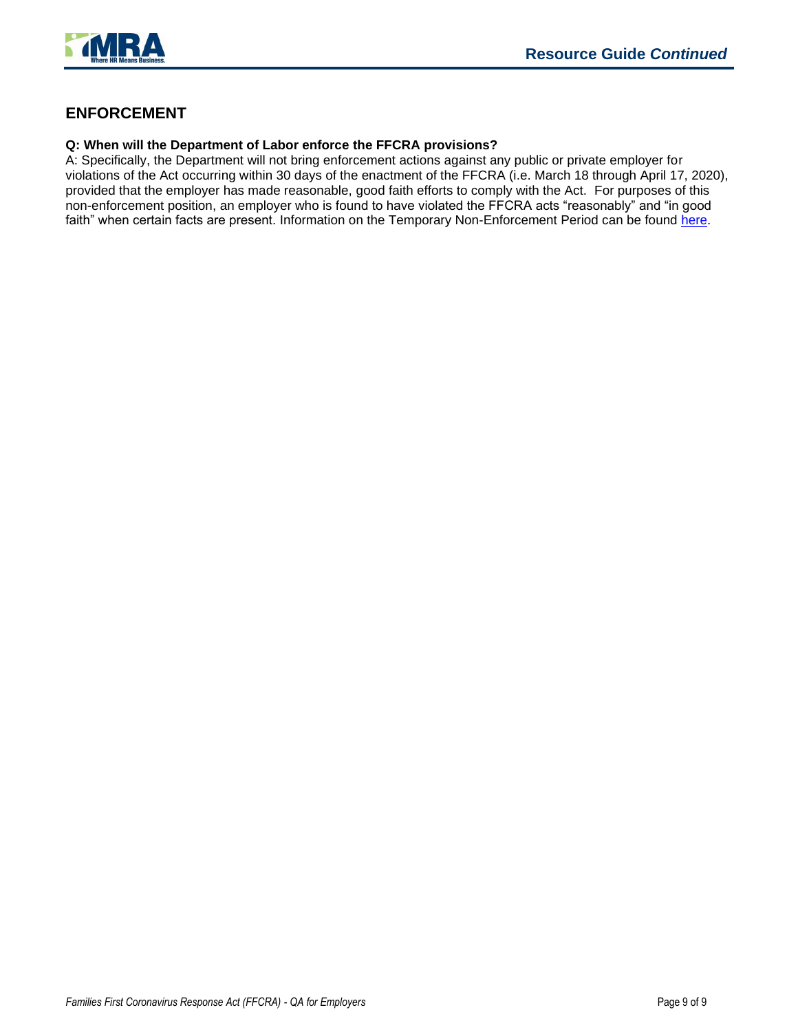## ENFORCEMENT

**Q: When will the Department of Labor enforce the FFCRA provisions?**

A: Specifically, the Department will not bring enforcement actions against any public or private employer for violations of the Act occurring within 30 days of the enactment of the FFCRA (i.e. March 18 through April 17, 2020), provided that the employer has made reasonable, good faith efforts to comply with the Act. For purposes of this non-enforcement position, an employer who is found to have violated the FFCRA acts "reasonably" and "in good faith" when certain facts are present. Information on the Temporary Non-Enforcement Period can be found here.